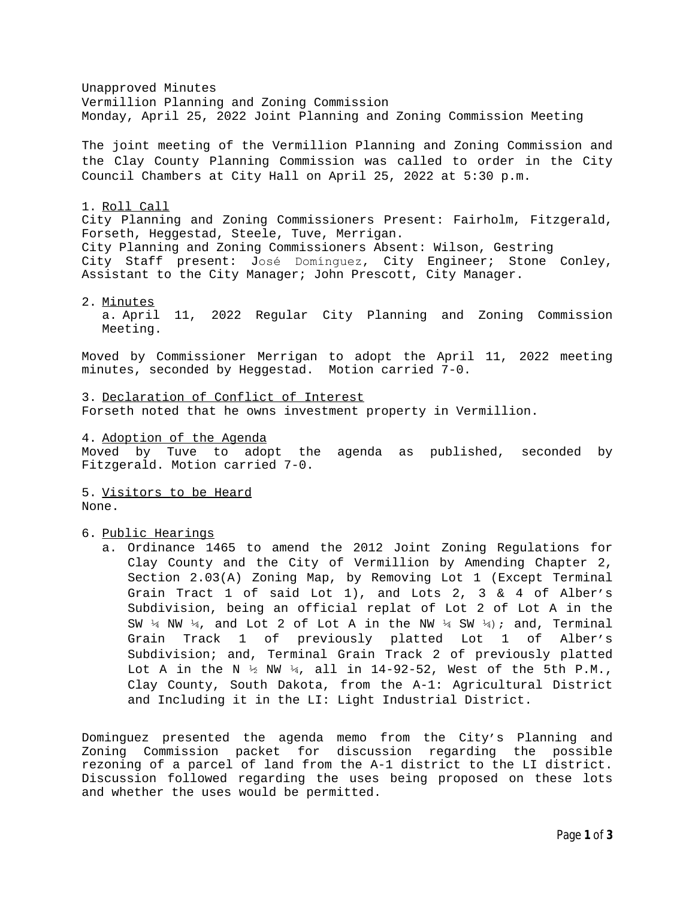Unapproved Minutes
Vermillion Planning and Zoning Commission
Monday, April 25, 2022 Joint Planning and Zoning Commission Meeting

The joint meeting of the Vermillion Planning and Zoning Commission and the Clay County Planning Commission was called to order in the City Council Chambers at City Hall on April 25, 2022 at 5:30 p.m.

1. Roll Call

City Planning and Zoning Commissioners Present: Fairholm, Fitzgerald, Forseth, Heggestad, Steele, Tuve, Merrigan.
City Planning and Zoning Commissioners Absent: Wilson, Gestring
City Staff present: José Domínguez, City Engineer; Stone Conley, Assistant to the City Manager; John Prescott, City Manager.

2. Minutes

   a. April 11, 2022 Regular City Planning and Zoning Commission Meeting.

Moved by Commissioner Merrigan to adopt the April 11, 2022 meeting minutes, seconded by Heggestad. Motion carried 7-0.

3. Declaration of Conflict of Interest

Forseth noted that he owns investment property in Vermillion.

4. Adoption of the Agenda

Moved by Tuve to adopt the agenda as published, seconded by Fitzgerald. Motion carried 7-0.

5. Visitors to be Heard

None.

6. Public Hearings

   a. Ordinance 1465 to amend the 2012 Joint Zoning Regulations for Clay County and the City of Vermillion by Amending Chapter 2, Section 2.03(A) Zoning Map, by Removing Lot 1 (Except Terminal Grain Tract 1 of said Lot 1), and Lots 2, 3 & 4 of Alber's Subdivision, being an official replat of Lot 2 of Lot A in the SW ¼ NW ¼, and Lot 2 of Lot A in the NW ¼ SW ¼); and, Terminal Grain Track 1 of previously platted Lot 1 of Alber's Subdivision; and, Terminal Grain Track 2 of previously platted Lot A in the N ½ NW ¼, all in 14-92-52, West of the 5th P.M., Clay County, South Dakota, from the A-1: Agricultural District and Including it in the LI: Light Industrial District.

Dominguez presented the agenda memo from the City's Planning and Zoning Commission packet for discussion regarding the possible rezoning of a parcel of land from the A-1 district to the LI district. Discussion followed regarding the uses being proposed on these lots and whether the uses would be permitted.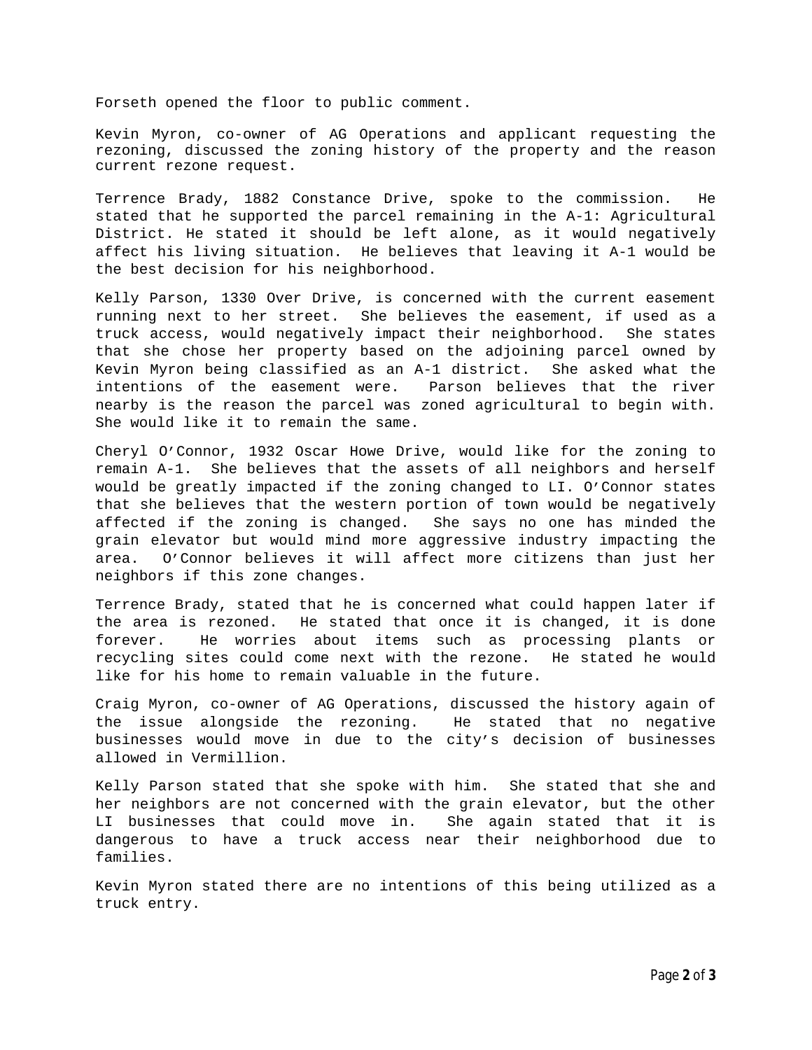Forseth opened the floor to public comment.

Kevin Myron, co-owner of AG Operations and applicant requesting the rezoning, discussed the zoning history of the property and the reason current rezone request.

Terrence Brady, 1882 Constance Drive, spoke to the commission. He stated that he supported the parcel remaining in the A-1: Agricultural District. He stated it should be left alone, as it would negatively affect his living situation. He believes that leaving it A-1 would be the best decision for his neighborhood.

Kelly Parson, 1330 Over Drive, is concerned with the current easement running next to her street. She believes the easement, if used as a truck access, would negatively impact their neighborhood. She states that she chose her property based on the adjoining parcel owned by Kevin Myron being classified as an A-1 district. She asked what the intentions of the easement were. Parson believes that the river nearby is the reason the parcel was zoned agricultural to begin with. She would like it to remain the same.

Cheryl O'Connor, 1932 Oscar Howe Drive, would like for the zoning to remain A-1. She believes that the assets of all neighbors and herself would be greatly impacted if the zoning changed to LI. O'Connor states that she believes that the western portion of town would be negatively affected if the zoning is changed. She says no one has minded the grain elevator but would mind more aggressive industry impacting the area. O'Connor believes it will affect more citizens than just her neighbors if this zone changes.

Terrence Brady, stated that he is concerned what could happen later if the area is rezoned. He stated that once it is changed, it is done forever. He worries about items such as processing plants or recycling sites could come next with the rezone. He stated he would like for his home to remain valuable in the future.

Craig Myron, co-owner of AG Operations, discussed the history again of the issue alongside the rezoning. He stated that no negative businesses would move in due to the city's decision of businesses allowed in Vermillion.

Kelly Parson stated that she spoke with him. She stated that she and her neighbors are not concerned with the grain elevator, but the other LI businesses that could move in. She again stated that it is dangerous to have a truck access near their neighborhood due to families.

Kevin Myron stated there are no intentions of this being utilized as a truck entry.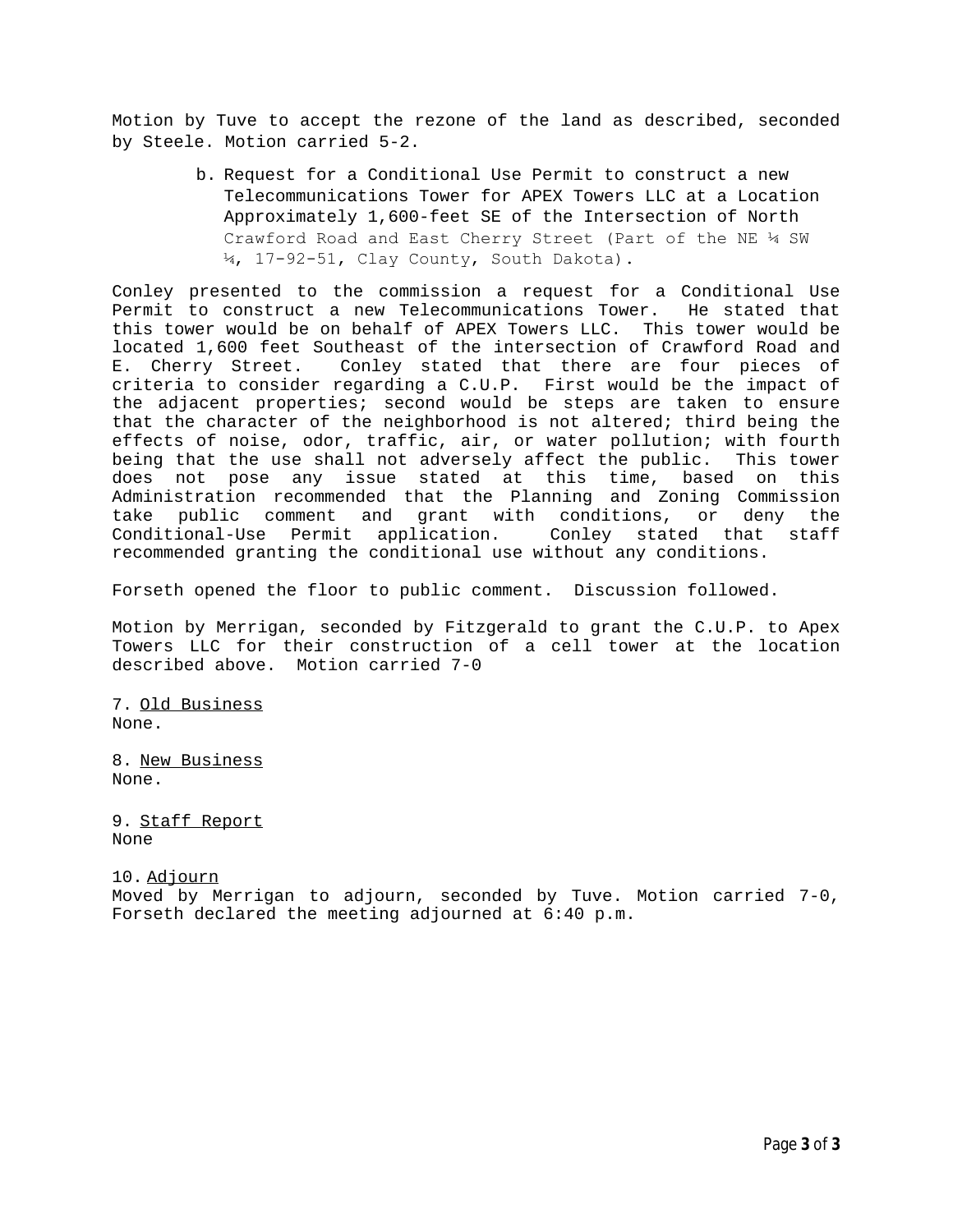Motion by Tuve to accept the rezone of the land as described, seconded by Steele. Motion carried 5-2.

b. Request for a Conditional Use Permit to construct a new Telecommunications Tower for APEX Towers LLC at a Location Approximately 1,600-feet SE of the Intersection of North Crawford Road and East Cherry Street (Part of the NE ¼ SW ¼, 17-92-51, Clay County, South Dakota).

Conley presented to the commission a request for a Conditional Use Permit to construct a new Telecommunications Tower. He stated that this tower would be on behalf of APEX Towers LLC. This tower would be located 1,600 feet Southeast of the intersection of Crawford Road and E. Cherry Street. Conley stated that there are four pieces of criteria to consider regarding a C.U.P. First would be the impact of the adjacent properties; second would be steps are taken to ensure that the character of the neighborhood is not altered; third being the effects of noise, odor, traffic, air, or water pollution; with fourth being that the use shall not adversely affect the public. This tower does not pose any issue stated at this time, based on this Administration recommended that the Planning and Zoning Commission take public comment and grant with conditions, or deny the Conditional-Use Permit application. Conley stated that staff recommended granting the conditional use without any conditions.

Forseth opened the floor to public comment. Discussion followed.

Motion by Merrigan, seconded by Fitzgerald to grant the C.U.P. to Apex Towers LLC for their construction of a cell tower at the location described above. Motion carried 7-0

7. <u>Old Business</u>
None.

8. <u>New Business</u>
None.

9. <u>Staff Report</u>
None

10. <u>Adjourn</u>
Moved by Merrigan to adjourn, seconded by Tuve. Motion carried 7-0, Forseth declared the meeting adjourned at 6:40 p.m.